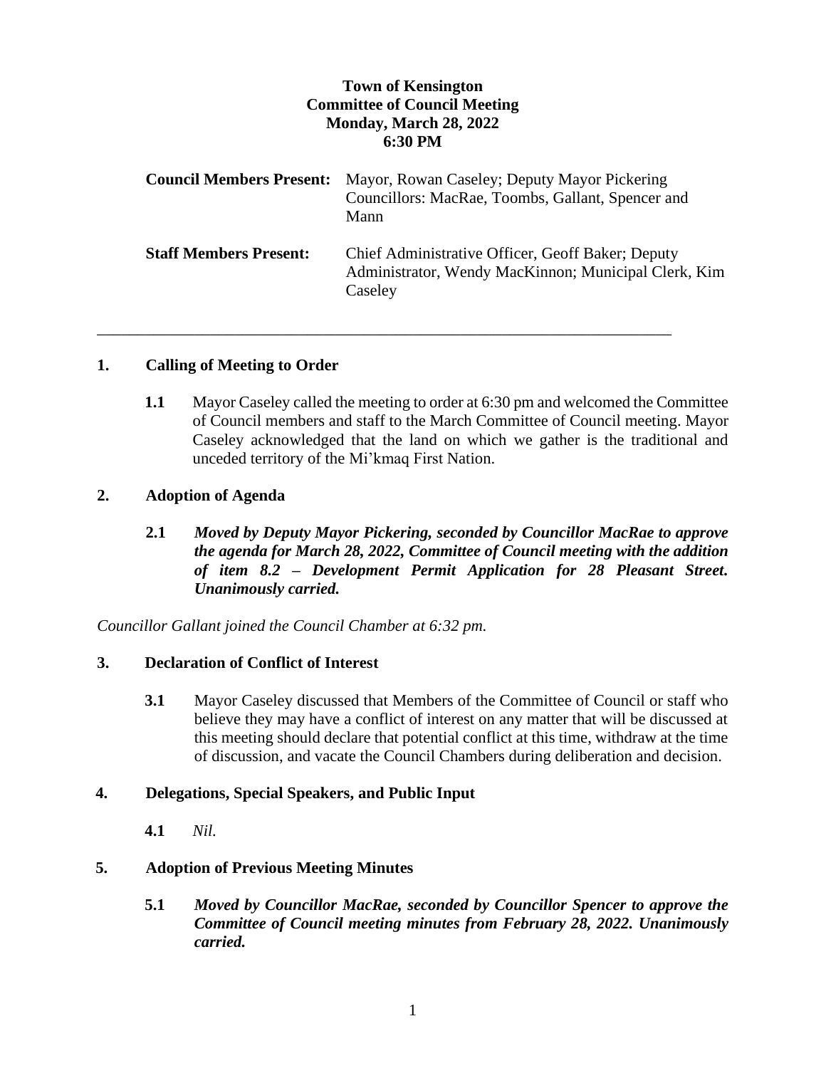**Town of Kensington**
**Committee of Council Meeting**
**Monday, March 28, 2022**
**6:30 PM**

| | |
|---|---|
| **Council Members Present:** | Mayor, Rowan Caseley; Deputy Mayor Pickering Councillors: MacRae, Toombs, Gallant, Spencer and Mann |
| **Staff Members Present:** | Chief Administrative Officer, Geoff Baker; Deputy Administrator, Wendy MacKinnon; Municipal Clerk, Kim Caseley |

---

## 1. Calling of Meeting to Order

**1.1** Mayor Caseley called the meeting to order at 6:30 pm and welcomed the Committee of Council members and staff to the March Committee of Council meeting. Mayor Caseley acknowledged that the land on which we gather is the traditional and unceded territory of the Mi'kmaq First Nation.

## 2. Adoption of Agenda

**2.1** ***Moved by Deputy Mayor Pickering, seconded by Councillor MacRae to approve the agenda for March 28, 2022, Committee of Council meeting with the addition of item 8.2 – Development Permit Application for 28 Pleasant Street. Unanimously carried.***

*Councillor Gallant joined the Council Chamber at 6:32 pm.*

## 3. Declaration of Conflict of Interest

**3.1** Mayor Caseley discussed that Members of the Committee of Council or staff who believe they may have a conflict of interest on any matter that will be discussed at this meeting should declare that potential conflict at this time, withdraw at the time of discussion, and vacate the Council Chambers during deliberation and decision.

## 4. Delegations, Special Speakers, and Public Input

**4.1** *Nil.*

## 5. Adoption of Previous Meeting Minutes

**5.1** ***Moved by Councillor MacRae, seconded by Councillor Spencer to approve the Committee of Council meeting minutes from February 28, 2022. Unanimously carried.***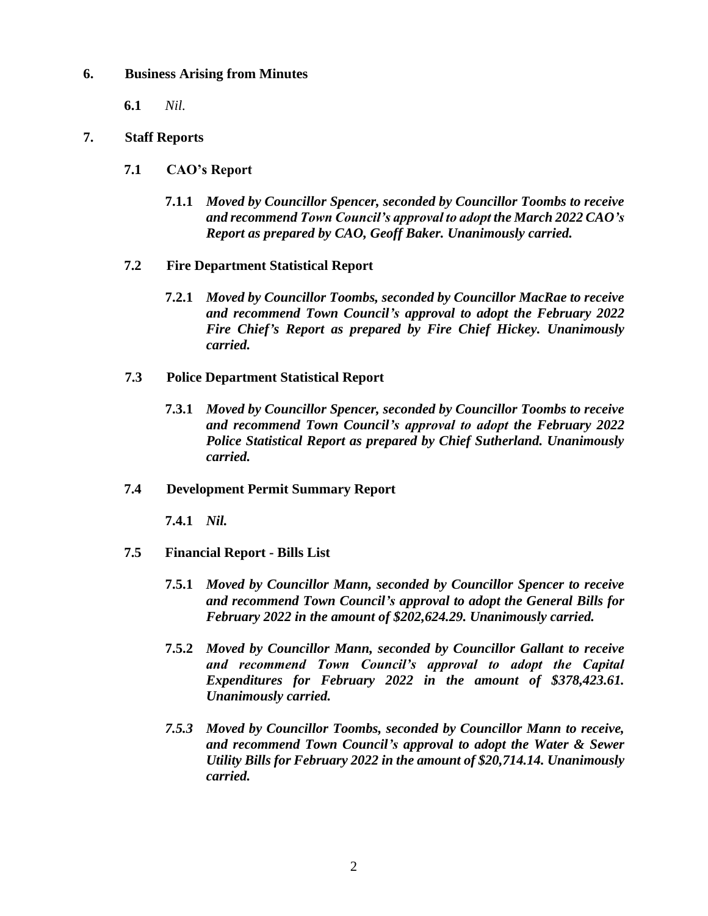## 6. Business Arising from Minutes

**6.1** *Nil.*

## 7. Staff Reports

### 7.1 CAO's Report

**7.1.1** ***Moved by Councillor Spencer, seconded by Councillor Toombs to receive and recommend Town Council's approval to adopt the March 2022 CAO's Report as prepared by CAO, Geoff Baker. Unanimously carried.***

### 7.2 Fire Department Statistical Report

**7.2.1** ***Moved by Councillor Toombs, seconded by Councillor MacRae to receive and recommend Town Council's approval to adopt the February 2022 Fire Chief's Report as prepared by Fire Chief Hickey. Unanimously carried.***

### 7.3 Police Department Statistical Report

**7.3.1** ***Moved by Councillor Spencer, seconded by Councillor Toombs to receive and recommend Town Council's approval to adopt the February 2022 Police Statistical Report as prepared by Chief Sutherland. Unanimously carried.***

### 7.4 Development Permit Summary Report

**7.4.1** ***Nil.***

### 7.5 Financial Report - Bills List

**7.5.1** ***Moved by Councillor Mann, seconded by Councillor Spencer to receive and recommend Town Council's approval to adopt the General Bills for February 2022 in the amount of $202,624.29. Unanimously carried.***

**7.5.2** ***Moved by Councillor Mann, seconded by Councillor Gallant to receive and recommend Town Council's approval to adopt the Capital Expenditures for February 2022 in the amount of $378,423.61. Unanimously carried.***

***7.5.3*** ***Moved by Councillor Toombs, seconded by Councillor Mann to receive, and recommend Town Council's approval to adopt the Water & Sewer Utility Bills for February 2022 in the amount of $20,714.14. Unanimously carried.***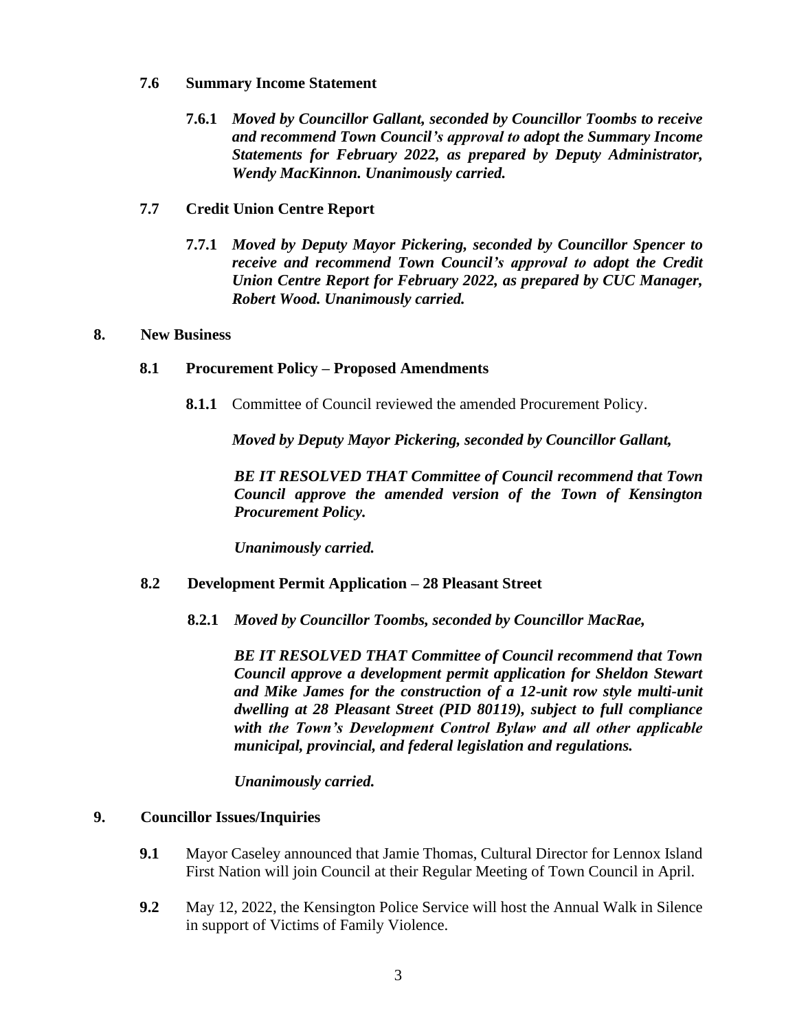### 7.6 Summary Income Statement

**7.6.1** ***Moved by Councillor Gallant, seconded by Councillor Toombs to receive and recommend Town Council's approval to adopt the Summary Income Statements for February 2022, as prepared by Deputy Administrator, Wendy MacKinnon. Unanimously carried.***

### 7.7 Credit Union Centre Report

**7.7.1** ***Moved by Deputy Mayor Pickering, seconded by Councillor Spencer to receive and recommend Town Council's approval to adopt the Credit Union Centre Report for February 2022, as prepared by CUC Manager, Robert Wood. Unanimously carried.***

## 8. New Business

### 8.1 Procurement Policy – Proposed Amendments

**8.1.1** Committee of Council reviewed the amended Procurement Policy.

***Moved by Deputy Mayor Pickering, seconded by Councillor Gallant,***

***BE IT RESOLVED THAT Committee of Council recommend that Town Council approve the amended version of the Town of Kensington Procurement Policy.***

***Unanimously carried.***

### 8.2 Development Permit Application – 28 Pleasant Street

**8.2.1** ***Moved by Councillor Toombs, seconded by Councillor MacRae,***

***BE IT RESOLVED THAT Committee of Council recommend that Town Council approve a development permit application for Sheldon Stewart and Mike James for the construction of a 12-unit row style multi-unit dwelling at 28 Pleasant Street (PID 80119), subject to full compliance with the Town's Development Control Bylaw and all other applicable municipal, provincial, and federal legislation and regulations.***

***Unanimously carried.***

## 9. Councillor Issues/Inquiries

**9.1** Mayor Caseley announced that Jamie Thomas, Cultural Director for Lennox Island First Nation will join Council at their Regular Meeting of Town Council in April.

**9.2** May 12, 2022, the Kensington Police Service will host the Annual Walk in Silence in support of Victims of Family Violence.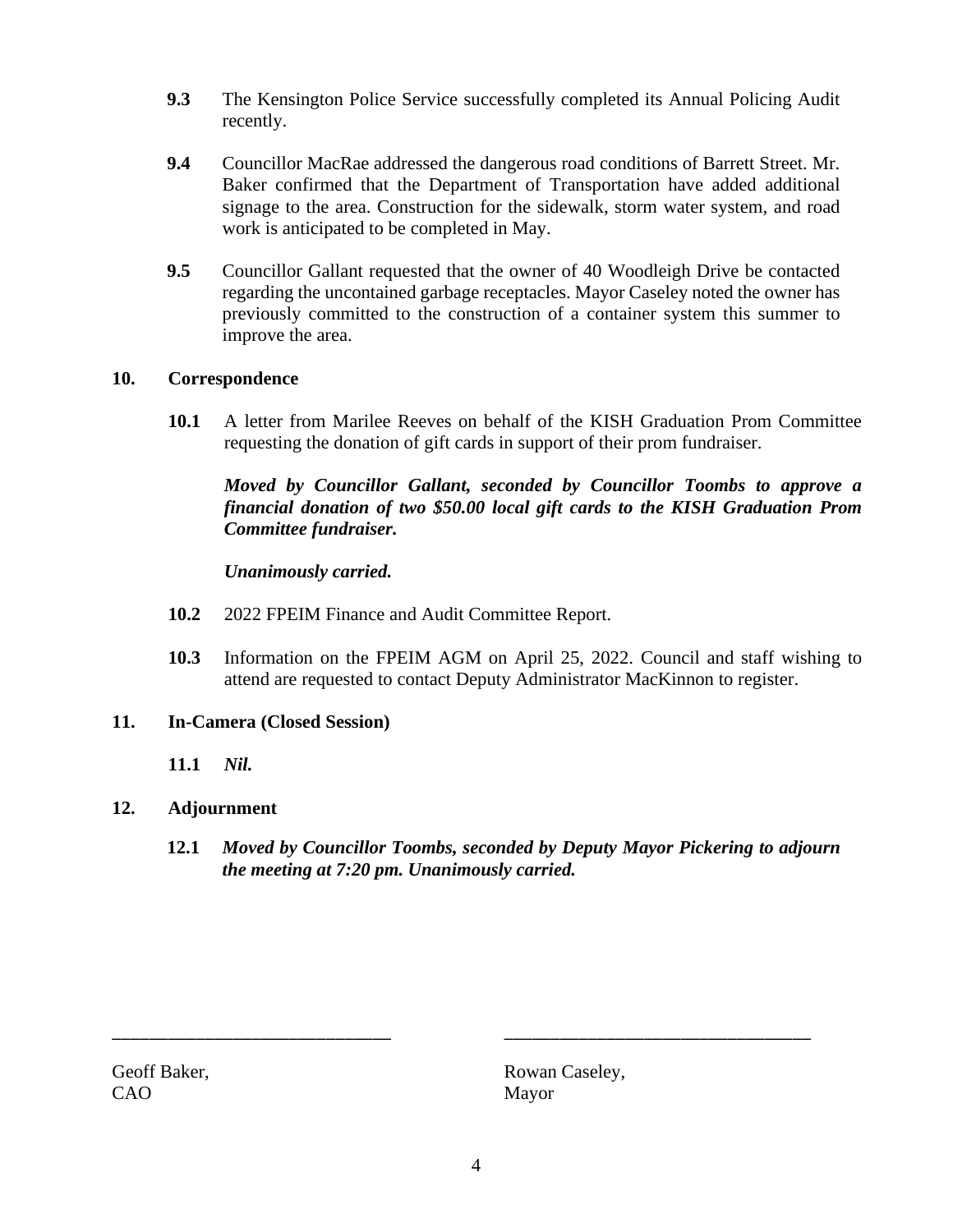**9.3** The Kensington Police Service successfully completed its Annual Policing Audit recently.

**9.4** Councillor MacRae addressed the dangerous road conditions of Barrett Street. Mr. Baker confirmed that the Department of Transportation have added additional signage to the area. Construction for the sidewalk, storm water system, and road work is anticipated to be completed in May.

**9.5** Councillor Gallant requested that the owner of 40 Woodleigh Drive be contacted regarding the uncontained garbage receptacles. Mayor Caseley noted the owner has previously committed to the construction of a container system this summer to improve the area.

## 10. Correspondence

**10.1** A letter from Marilee Reeves on behalf of the KISH Graduation Prom Committee requesting the donation of gift cards in support of their prom fundraiser.

***Moved by Councillor Gallant, seconded by Councillor Toombs to approve a financial donation of two $50.00 local gift cards to the KISH Graduation Prom Committee fundraiser.***

***Unanimously carried.***

**10.2** 2022 FPEIM Finance and Audit Committee Report.

**10.3** Information on the FPEIM AGM on April 25, 2022. Council and staff wishing to attend are requested to contact Deputy Administrator MacKinnon to register.

## 11. In-Camera (Closed Session)

**11.1** ***Nil.***

## 12. Adjournment

**12.1** ***Moved by Councillor Toombs, seconded by Deputy Mayor Pickering to adjourn the meeting at 7:20 pm. Unanimously carried.***

______________________________ ______________________________

Geoff Baker,
CAO

Rowan Caseley,
Mayor